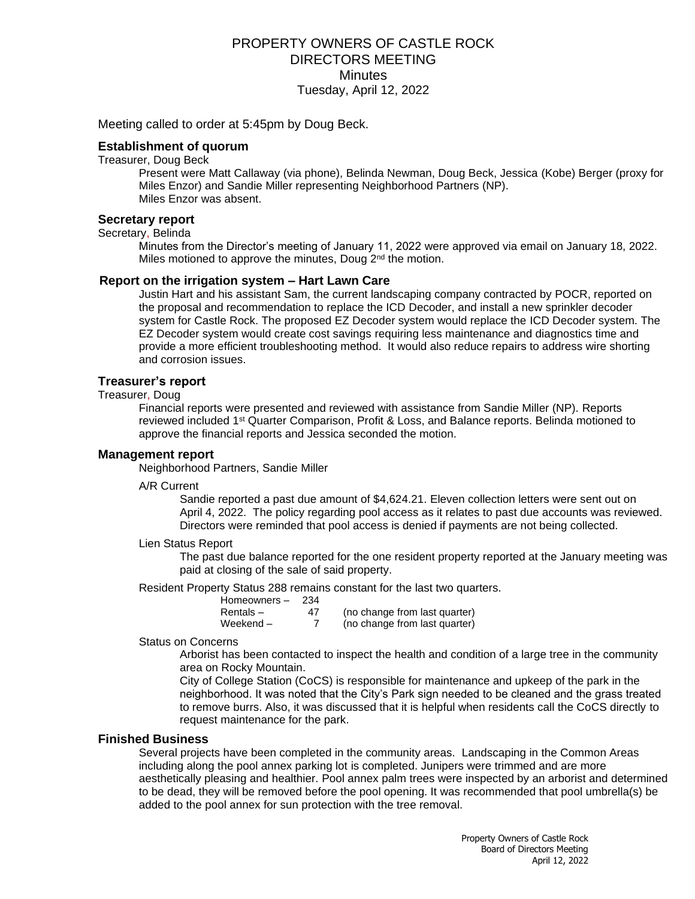# PROPERTY OWNERS OF CASTLE ROCK
## DIRECTORS MEETING
### Minutes
### Tuesday, April 12, 2022

Meeting called to order at 5:45pm by Doug Beck.

**Establishment of quorum**

Treasurer, Doug Beck

Present were Matt Callaway (via phone), Belinda Newman, Doug Beck, Jessica (Kobe) Berger (proxy for Miles Enzor) and Sandie Miller representing Neighborhood Partners (NP).
Miles Enzor was absent.

**Secretary report**

Secretary, Belinda

Minutes from the Director's meeting of January 11, 2022 were approved via email on January 18, 2022. Miles motioned to approve the minutes, Doug 2nd the motion.

**Report on the irrigation system – Hart Lawn Care**

Justin Hart and his assistant Sam, the current landscaping company contracted by POCR, reported on the proposal and recommendation to replace the ICD Decoder, and install a new sprinkler decoder system for Castle Rock. The proposed EZ Decoder system would replace the ICD Decoder system. The EZ Decoder system would create cost savings requiring less maintenance and diagnostics time and provide a more efficient troubleshooting method. It would also reduce repairs to address wire shorting and corrosion issues.

**Treasurer's report**

Treasurer, Doug

Financial reports were presented and reviewed with assistance from Sandie Miller (NP). Reports reviewed included 1st Quarter Comparison, Profit & Loss, and Balance reports. Belinda motioned to approve the financial reports and Jessica seconded the motion.

**Management report**

Neighborhood Partners, Sandie Miller

A/R Current

Sandie reported a past due amount of $4,624.21. Eleven collection letters were sent out on April 4, 2022. The policy regarding pool access as it relates to past due accounts was reviewed. Directors were reminded that pool access is denied if payments are not being collected.

Lien Status Report

The past due balance reported for the one resident property reported at the January meeting was paid at closing of the sale of said property.

Resident Property Status 288 remains constant for the last two quarters.

| | | |
|---|---|---|
| Homeowners – | 234 | |
| Rentals – | 47 | (no change from last quarter) |
| Weekend – | 7 | (no change from last quarter) |

Status on Concerns

Arborist has been contacted to inspect the health and condition of a large tree in the community area on Rocky Mountain.

City of College Station (CoCS) is responsible for maintenance and upkeep of the park in the neighborhood. It was noted that the City's Park sign needed to be cleaned and the grass treated to remove burrs. Also, it was discussed that it is helpful when residents call the CoCS directly to request maintenance for the park.

**Finished Business**

Several projects have been completed in the community areas. Landscaping in the Common Areas including along the pool annex parking lot is completed. Junipers were trimmed and are more aesthetically pleasing and healthier. Pool annex palm trees were inspected by an arborist and determined to be dead, they will be removed before the pool opening. It was recommended that pool umbrella(s) be added to the pool annex for sun protection with the tree removal.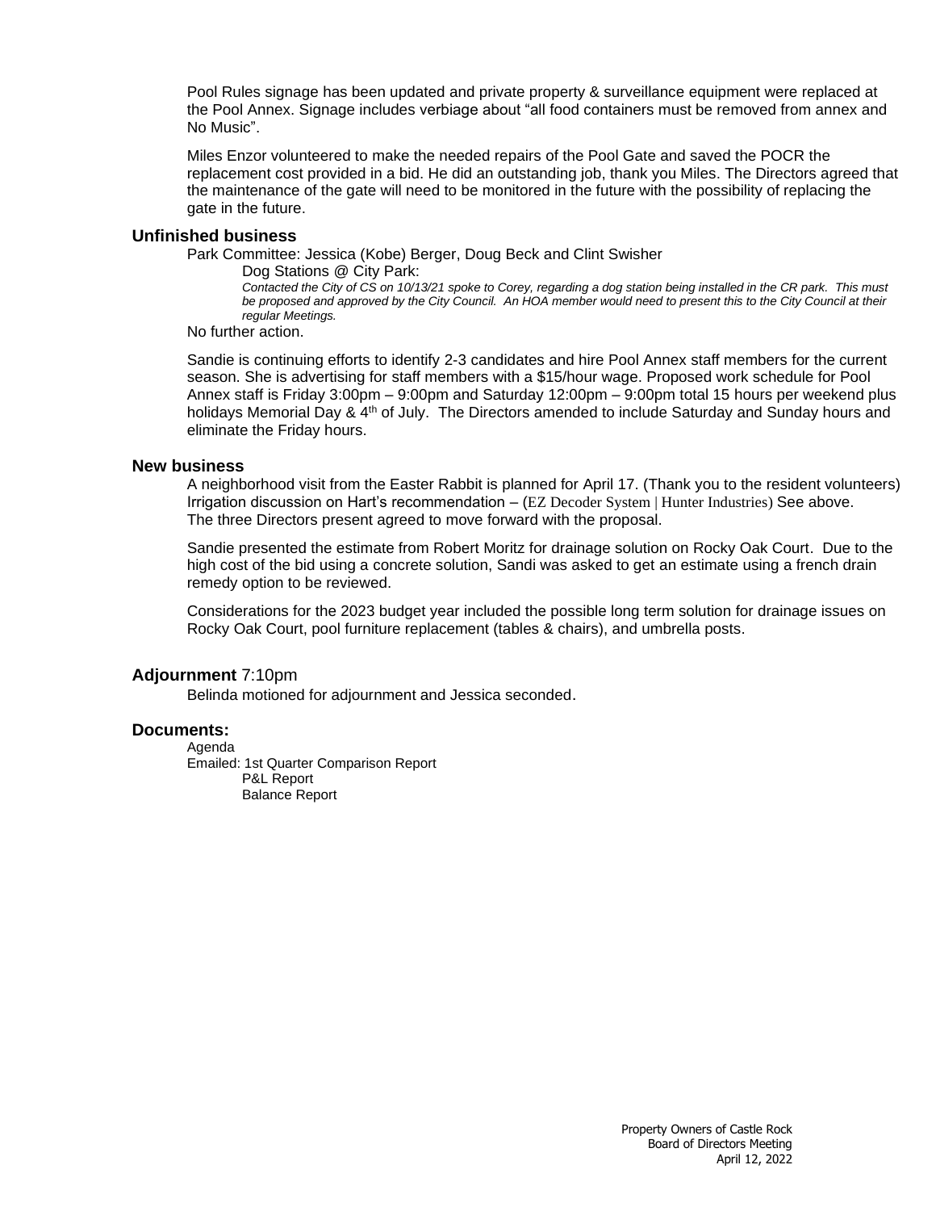Pool Rules signage has been updated and private property & surveillance equipment were replaced at the Pool Annex. Signage includes verbiage about "all food containers must be removed from annex and No Music".

Miles Enzor volunteered to make the needed repairs of the Pool Gate and saved the POCR the replacement cost provided in a bid. He did an outstanding job, thank you Miles. The Directors agreed that the maintenance of the gate will need to be monitored in the future with the possibility of replacing the gate in the future.

### Unfinished business

Park Committee: Jessica (Kobe) Berger, Doug Beck and Clint Swisher

Dog Stations @ City Park:

*Contacted the City of CS on 10/13/21 spoke to Corey, regarding a dog station being installed in the CR park. This must be proposed and approved by the City Council. An HOA member would need to present this to the City Council at their regular Meetings.*

No further action.

Sandie is continuing efforts to identify 2-3 candidates and hire Pool Annex staff members for the current season. She is advertising for staff members with a $15/hour wage. Proposed work schedule for Pool Annex staff is Friday 3:00pm – 9:00pm and Saturday 12:00pm – 9:00pm total 15 hours per weekend plus holidays Memorial Day & 4th of July. The Directors amended to include Saturday and Sunday hours and eliminate the Friday hours.

### New business

A neighborhood visit from the Easter Rabbit is planned for April 17. (Thank you to the resident volunteers)
Irrigation discussion on Hart's recommendation – (EZ Decoder System | Hunter Industries) See above.
The three Directors present agreed to move forward with the proposal.

Sandie presented the estimate from Robert Moritz for drainage solution on Rocky Oak Court. Due to the high cost of the bid using a concrete solution, Sandi was asked to get an estimate using a french drain remedy option to be reviewed.

Considerations for the 2023 budget year included the possible long term solution for drainage issues on Rocky Oak Court, pool furniture replacement (tables & chairs), and umbrella posts.

### Adjournment 7:10pm

Belinda motioned for adjournment and Jessica seconded.

### Documents:

Agenda
Emailed: 1st Quarter Comparison Report
P&L Report
Balance Report